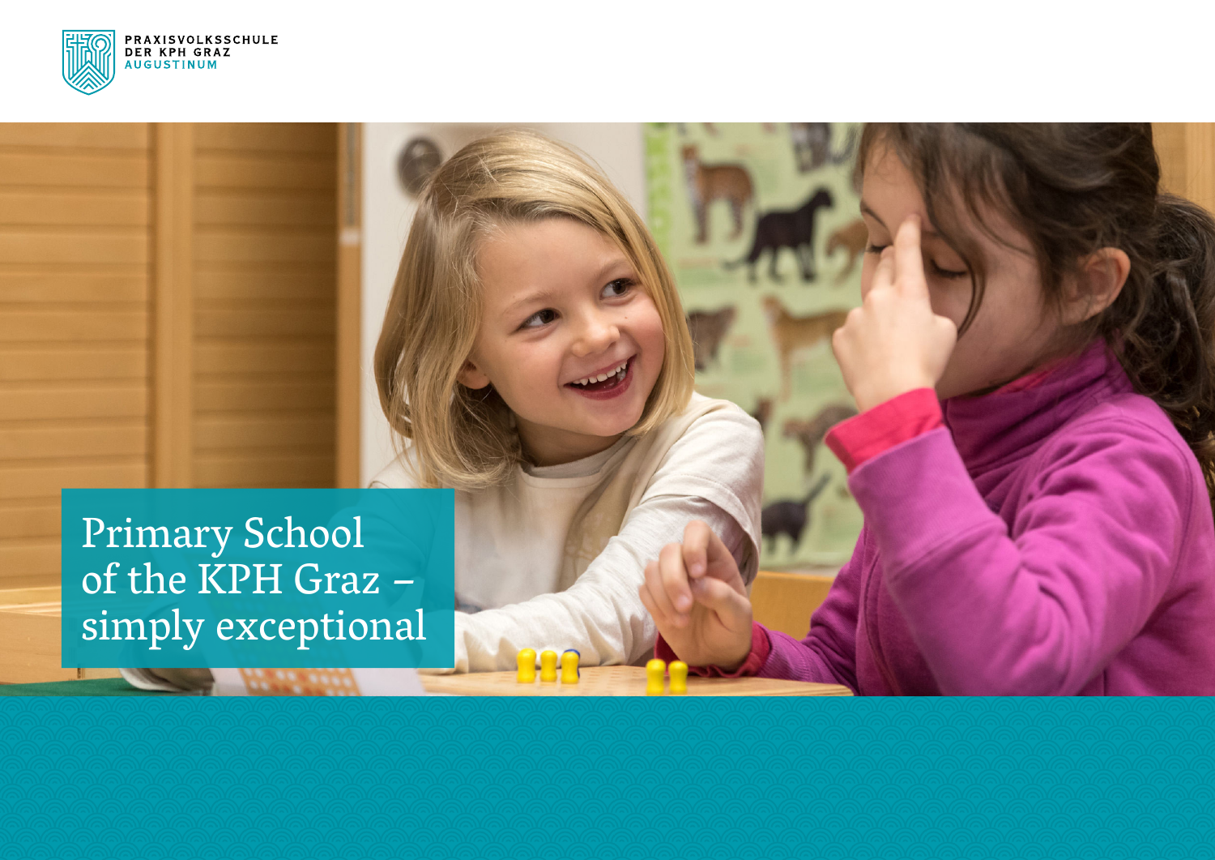PRAXISVOLKSSCHULE
DER KPH GRAZ
AUGUSTINUM

# Primary School of the KPH Graz – simply exceptional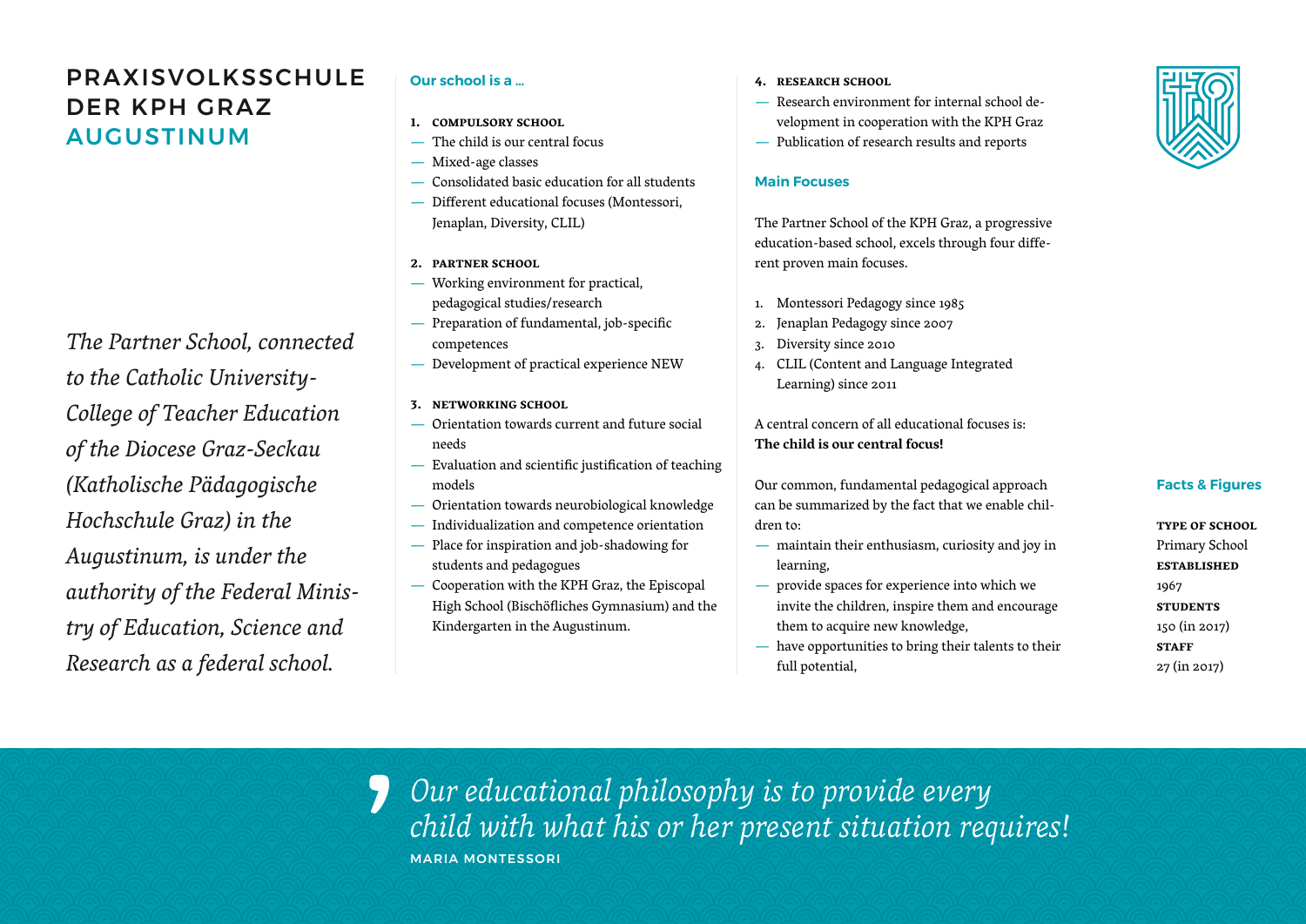# PRAXISVOLKSSCHULE DER KPH GRAZ AUGUSTINUM

*The Partner School, connected to the Catholic University-College of Teacher Education of the Diocese Graz-Seckau (Katholische Pädagogische Hochschule Graz) in the Augustinum, is under the authority of the Federal Ministry of Education, Science and Research as a federal school.*

## Our school is a ...

1. **COMPULSORY SCHOOL**
   - The child is our central focus
   - Mixed-age classes
   - Consolidated basic education for all students
   - Different educational focuses (Montessori, Jenaplan, Diversity, CLIL)

2. **PARTNER SCHOOL**
   - Working environment for practical, pedagogical studies/research
   - Preparation of fundamental, job-specific competences
   - Development of practical experience NEW

3. **NETWORKING SCHOOL**
   - Orientation towards current and future social needs
   - Evaluation and scientific justification of teaching models
   - Orientation towards neurobiological knowledge
   - Individualization and competence orientation
   - Place for inspiration and job-shadowing for students and pedagogues
   - Cooperation with the KPH Graz, the Episcopal High School (Bischöfliches Gymnasium) and the Kindergarten in the Augustinum.

4. **RESEARCH SCHOOL**
   - Research environment for internal school development in cooperation with the KPH Graz
   - Publication of research results and reports

## Main Focuses

The Partner School of the KPH Graz, a progressive education-based school, excels through four different proven main focuses.

1. Montessori Pedagogy since 1985
2. Jenaplan Pedagogy since 2007
3. Diversity since 2010
4. CLIL (Content and Language Integrated Learning) since 2011

A central concern of all educational focuses is:
**The child is our central focus!**

Our common, fundamental pedagogical approach can be summarized by the fact that we enable children to:

- maintain their enthusiasm, curiosity and joy in learning,
- provide spaces for experience into which we invite the children, inspire them and encourage them to acquire new knowledge,
- have opportunities to bring their talents to their full potential,

## Facts & Figures

**TYPE OF SCHOOL**
Primary School
**ESTABLISHED**
1967
**STUDENTS**
150 (in 2017)
**STAFF**
27 (in 2017)

> *Our educational philosophy is to provide every child with what his or her present situation requires!*
>
> MARIA MONTESSORI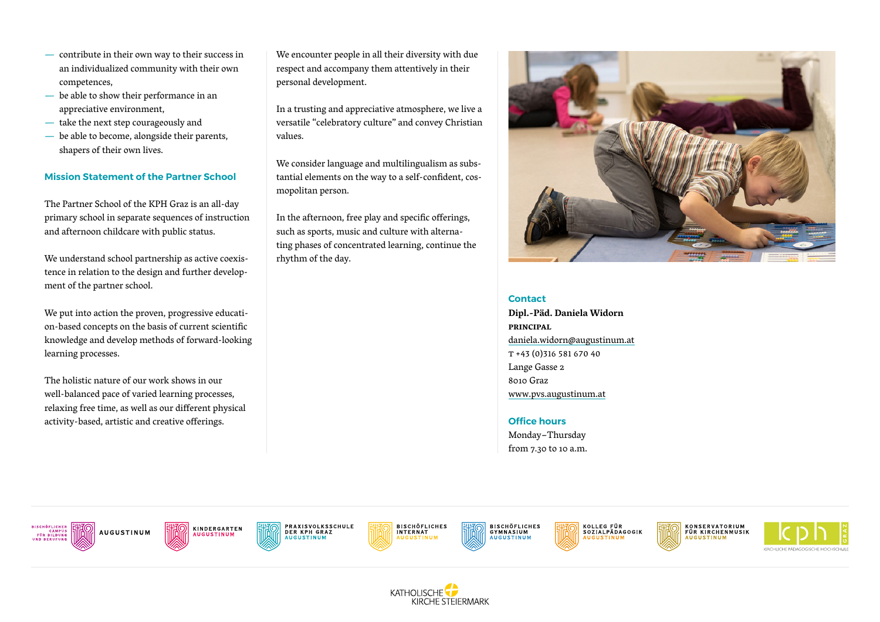- contribute in their own way to their success in an individualized community with their own competences,
- be able to show their performance in an appreciative environment,
- take the next step courageously and
- be able to become, alongside their parents, shapers of their own lives.

### Mission Statement of the Partner School

The Partner School of the KPH Graz is an all-day primary school in separate sequences of instruction and afternoon childcare with public status.

We understand school partnership as active coexistence in relation to the design and further development of the partner school.

We put into action the proven, progressive education-based concepts on the basis of current scientific knowledge and develop methods of forward-looking learning processes.

The holistic nature of our work shows in our well-balanced pace of varied learning processes, relaxing free time, as well as our different physical activity-based, artistic and creative offerings.

We encounter people in all their diversity with due respect and accompany them attentively in their personal development.

In a trusting and appreciative atmosphere, we live a versatile "celebratory culture" and convey Christian values.

We consider language and multilingualism as substantial elements on the way to a self-confident, cosmopolitan person.

In the afternoon, free play and specific offerings, such as sports, music and culture with alternating phases of concentrated learning, continue the rhythm of the day.

### Contact

**Dipl.-Päd. Daniela Widorn**
**PRINCIPAL**
daniela.widorn@augustinum.at
T +43 (0)316 581 670 40
Lange Gasse 2
8010 Graz
www.pvs.augustinum.at

### Office hours

Monday–Thursday
from 7.30 to 10 a.m.

BISCHÖFLICHER CAMPUS FÜR BILDUNG UND BERUFUNG AUGUSTINUM
KINDERGARTEN AUGUSTINUM
PRAXISVOLKSSCHULE DER KPH GRAZ AUGUSTINUM
BISCHÖFLICHES INTERNAT AUGUSTINUM
BISCHÖFLICHES GYMNASIUM AUGUSTINUM
KOLLEG FÜR SOZIALPÄDAGOGIK AUGUSTINUM
KONSERVATORIUM FÜR KIRCHENMUSIK AUGUSTINUM
kph GRAZ KIRCHLICHE PÄDAGOGISCHE HOCHSCHULE

KATHOLISCHE KIRCHE STEIERMARK